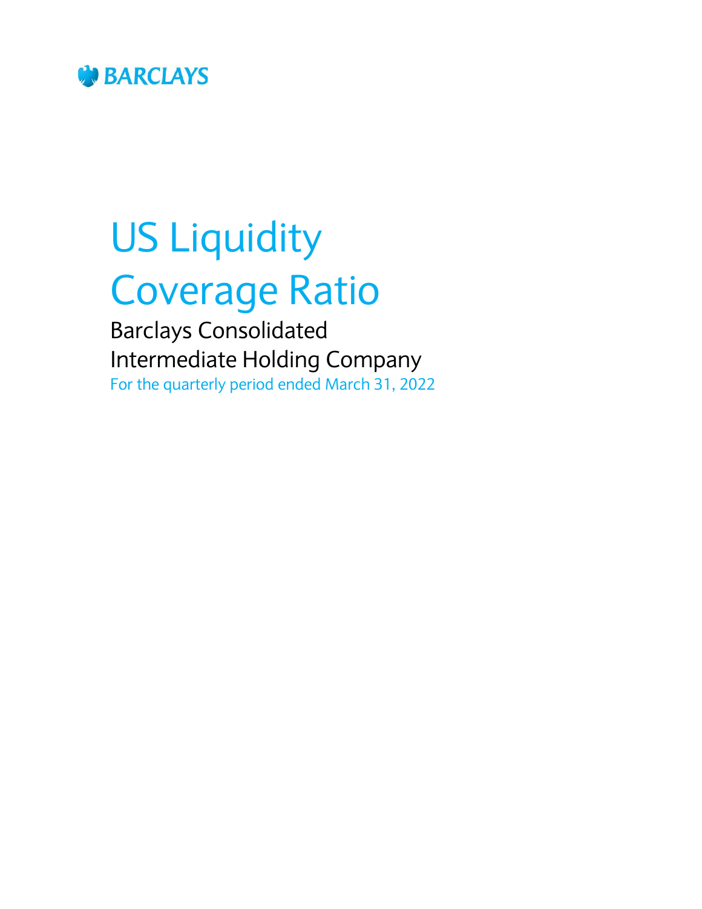BARCLAYS

# US Liquidity Coverage Ratio

## Barclays Consolidated Intermediate Holding Company

For the quarterly period ended March 31, 2022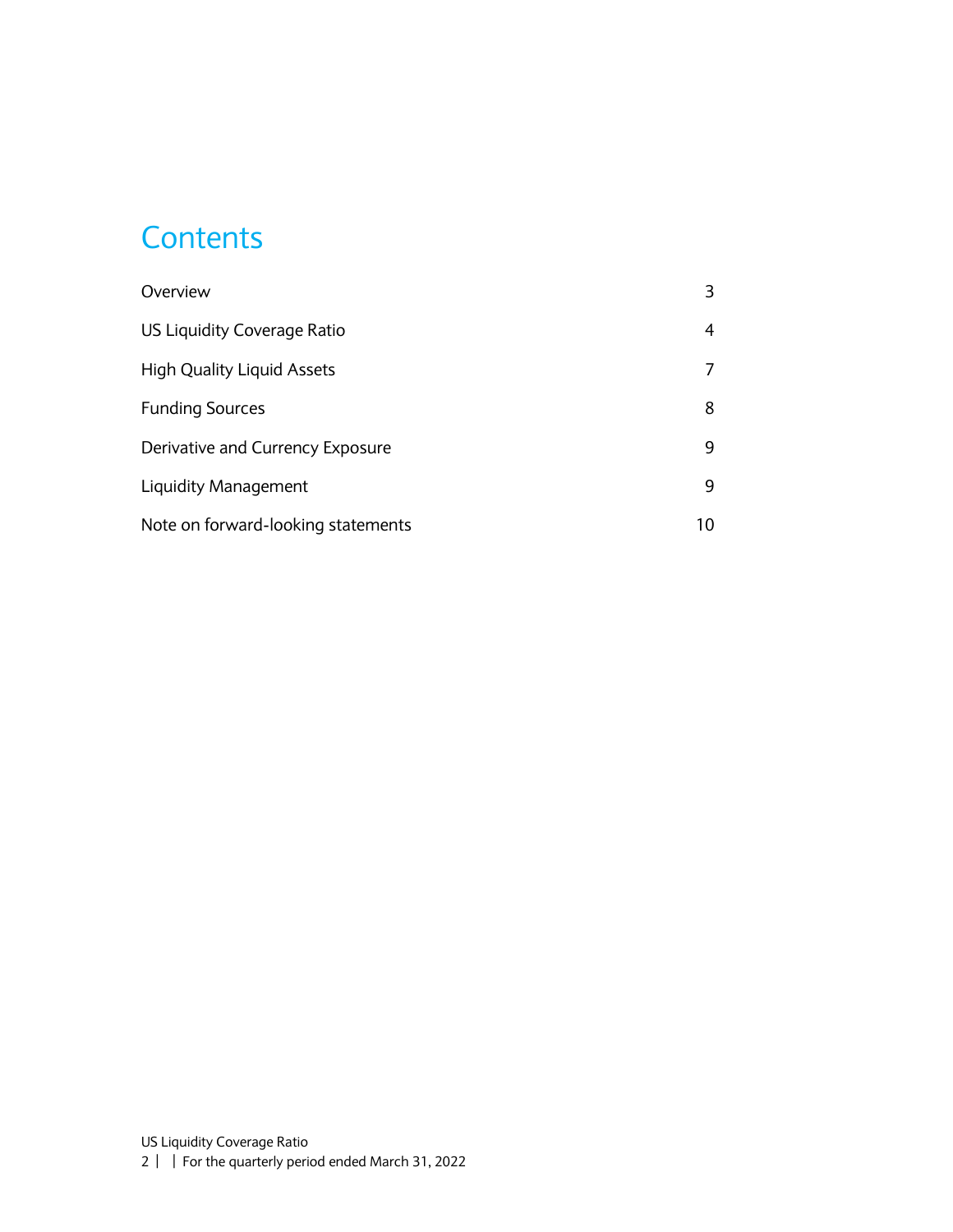# Contents

| | |
|---|---|
| Overview | 3 |
| US Liquidity Coverage Ratio | 4 |
| High Quality Liquid Assets | 7 |
| Funding Sources | 8 |
| Derivative and Currency Exposure | 9 |
| Liquidity Management | 9 |
| Note on forward-looking statements | 10 |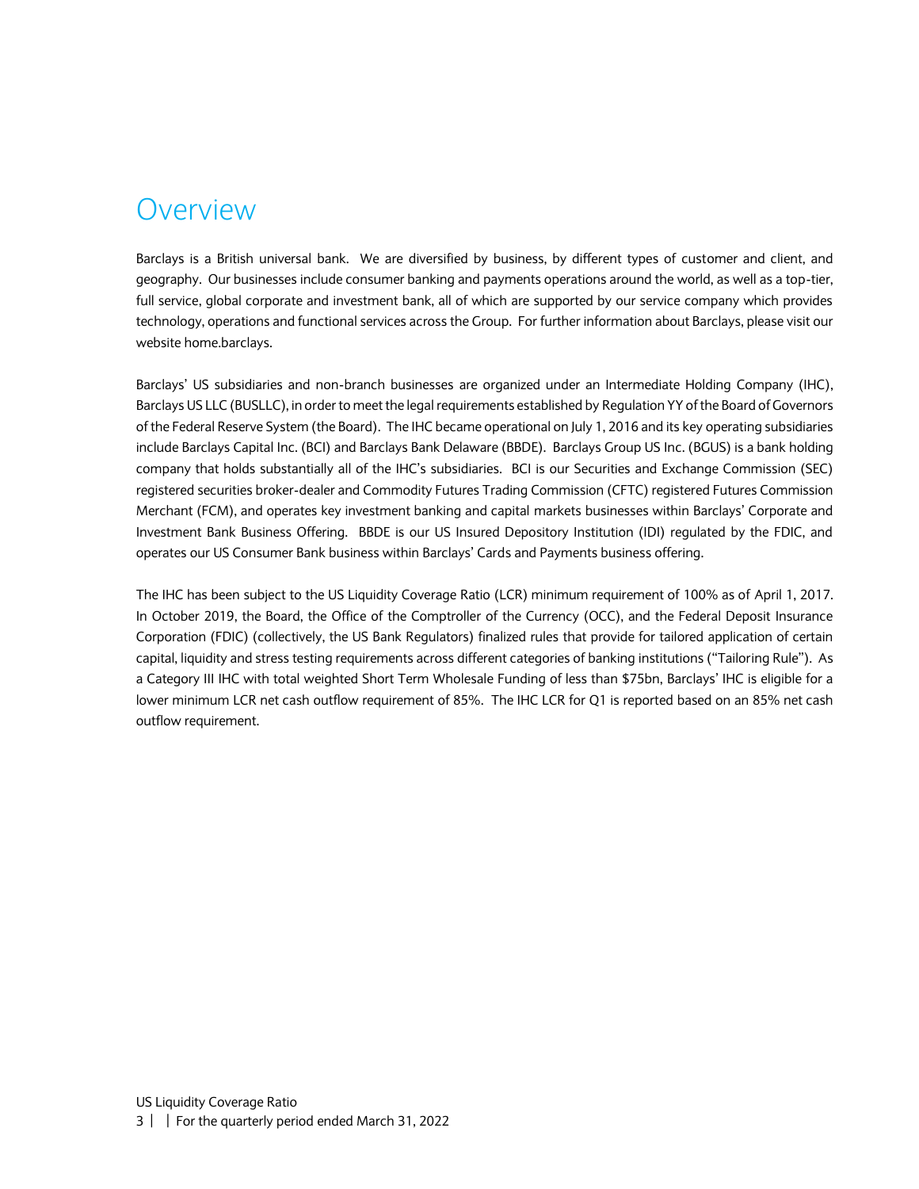# Overview

Barclays is a British universal bank. We are diversified by business, by different types of customer and client, and geography. Our businesses include consumer banking and payments operations around the world, as well as a top-tier, full service, global corporate and investment bank, all of which are supported by our service company which provides technology, operations and functional services across the Group. For further information about Barclays, please visit our website home.barclays.

Barclays' US subsidiaries and non-branch businesses are organized under an Intermediate Holding Company (IHC), Barclays US LLC (BUSLLC), in order to meet the legal requirements established by Regulation YY of the Board of Governors of the Federal Reserve System (the Board). The IHC became operational on July 1, 2016 and its key operating subsidiaries include Barclays Capital Inc. (BCI) and Barclays Bank Delaware (BBDE). Barclays Group US Inc. (BGUS) is a bank holding company that holds substantially all of the IHC's subsidiaries. BCI is our Securities and Exchange Commission (SEC) registered securities broker-dealer and Commodity Futures Trading Commission (CFTC) registered Futures Commission Merchant (FCM), and operates key investment banking and capital markets businesses within Barclays' Corporate and Investment Bank Business Offering. BBDE is our US Insured Depository Institution (IDI) regulated by the FDIC, and operates our US Consumer Bank business within Barclays' Cards and Payments business offering.

The IHC has been subject to the US Liquidity Coverage Ratio (LCR) minimum requirement of 100% as of April 1, 2017. In October 2019, the Board, the Office of the Comptroller of the Currency (OCC), and the Federal Deposit Insurance Corporation (FDIC) (collectively, the US Bank Regulators) finalized rules that provide for tailored application of certain capital, liquidity and stress testing requirements across different categories of banking institutions ("Tailoring Rule"). As a Category III IHC with total weighted Short Term Wholesale Funding of less than $75bn, Barclays' IHC is eligible for a lower minimum LCR net cash outflow requirement of 85%. The IHC LCR for Q1 is reported based on an 85% net cash outflow requirement.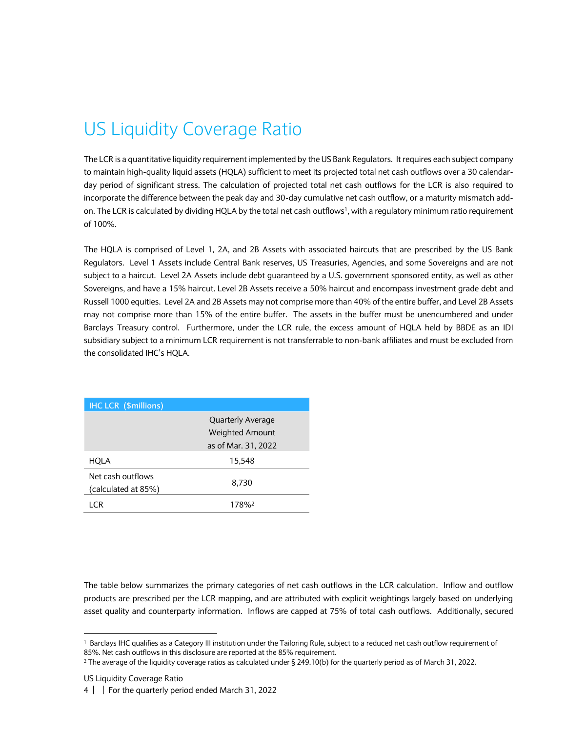# US Liquidity Coverage Ratio

The LCR is a quantitative liquidity requirement implemented by the US Bank Regulators. It requires each subject company to maintain high-quality liquid assets (HQLA) sufficient to meet its projected total net cash outflows over a 30 calendar-day period of significant stress. The calculation of projected total net cash outflows for the LCR is also required to incorporate the difference between the peak day and 30-day cumulative net cash outflow, or a maturity mismatch add-on. The LCR is calculated by dividing HQLA by the total net cash outflows[1], with a regulatory minimum ratio requirement of 100%.

The HQLA is comprised of Level 1, 2A, and 2B Assets with associated haircuts that are prescribed by the US Bank Regulators. Level 1 Assets include Central Bank reserves, US Treasuries, Agencies, and some Sovereigns and are not subject to a haircut. Level 2A Assets include debt guaranteed by a U.S. government sponsored entity, as well as other Sovereigns, and have a 15% haircut. Level 2B Assets receive a 50% haircut and encompass investment grade debt and Russell 1000 equities. Level 2A and 2B Assets may not comprise more than 40% of the entire buffer, and Level 2B Assets may not comprise more than 15% of the entire buffer. The assets in the buffer must be unencumbered and under Barclays Treasury control. Furthermore, under the LCR rule, the excess amount of HQLA held by BBDE as an IDI subsidiary subject to a minimum LCR requirement is not transferrable to non-bank affiliates and must be excluded from the consolidated IHC's HQLA.

| IHC LCR ($millions) | |
|---|---|
| | Quarterly Average Weighted Amount as of Mar. 31, 2022 |
| HQLA | 15,548 |
| Net cash outflows (calculated at 85%) | 8,730 |
| LCR | 178%[2] |

The table below summarizes the primary categories of net cash outflows in the LCR calculation. Inflow and outflow products are prescribed per the LCR mapping, and are attributed with explicit weightings largely based on underlying asset quality and counterparty information. Inflows are capped at 75% of total cash outflows. Additionally, secured

[1] Barclays IHC qualifies as a Category III institution under the Tailoring Rule, subject to a reduced net cash outflow requirement of 85%. Net cash outflows in this disclosure are reported at the 85% requirement.

[2] The average of the liquidity coverage ratios as calculated under § 249.10(b) for the quarterly period as of March 31, 2022.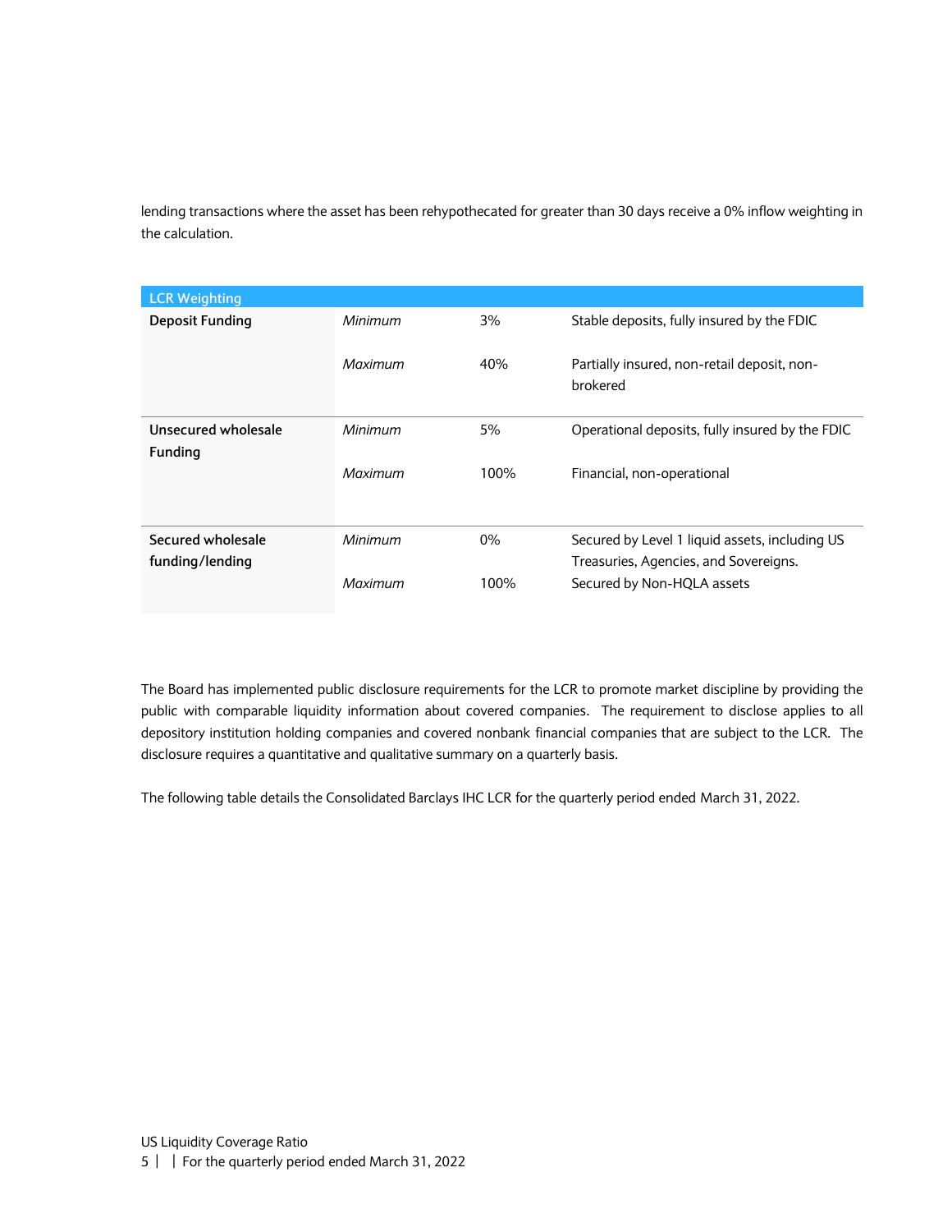lending transactions where the asset has been rehypothecated for greater than 30 days receive a 0% inflow weighting in the calculation.

| LCR Weighting | | | |
|---|---|---|---|
| **Deposit Funding** | *Minimum* | 3% | Stable deposits, fully insured by the FDIC |
| | *Maximum* | 40% | Partially insured, non-retail deposit, non-brokered |
| **Unsecured wholesale Funding** | *Minimum* | 5% | Operational deposits, fully insured by the FDIC |
| | *Maximum* | 100% | Financial, non-operational |
| **Secured wholesale funding/lending** | *Minimum* | 0% | Secured by Level 1 liquid assets, including US Treasuries, Agencies, and Sovereigns. |
| | *Maximum* | 100% | Secured by Non-HQLA assets |

The Board has implemented public disclosure requirements for the LCR to promote market discipline by providing the public with comparable liquidity information about covered companies. The requirement to disclose applies to all depository institution holding companies and covered nonbank financial companies that are subject to the LCR. The disclosure requires a quantitative and qualitative summary on a quarterly basis.

The following table details the Consolidated Barclays IHC LCR for the quarterly period ended March 31, 2022.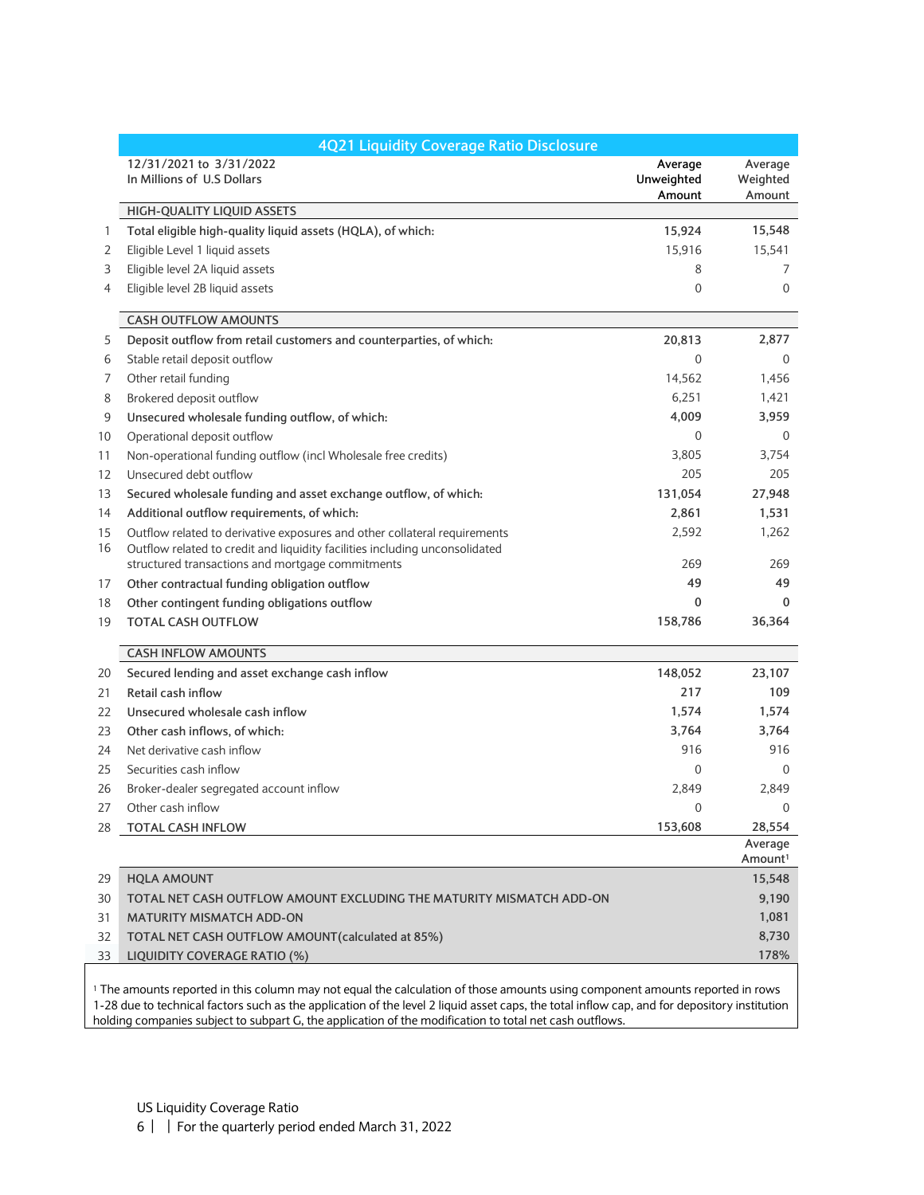## 4Q21 Liquidity Coverage Ratio Disclosure

| | 12/31/2021 to 3/31/2022<br>In Millions of U.S Dollars | Average Unweighted Amount | Average Weighted Amount |
|---|---|---|---|
| | **HIGH-QUALITY LIQUID ASSETS** | | |
| 1 | **Total eligible high-quality liquid assets (HQLA), of which:** | **15,924** | **15,548** |
| 2 | Eligible Level 1 liquid assets | 15,916 | 15,541 |
| 3 | Eligible level 2A liquid assets | 8 | 7 |
| 4 | Eligible level 2B liquid assets | 0 | 0 |
| | **CASH OUTFLOW AMOUNTS** | | |
| 5 | **Deposit outflow from retail customers and counterparties, of which:** | **20,813** | **2,877** |
| 6 | Stable retail deposit outflow | 0 | 0 |
| 7 | Other retail funding | 14,562 | 1,456 |
| 8 | Brokered deposit outflow | 6,251 | 1,421 |
| 9 | **Unsecured wholesale funding outflow, of which:** | **4,009** | **3,959** |
| 10 | Operational deposit outflow | 0 | 0 |
| 11 | Non-operational funding outflow (incl Wholesale free credits) | 3,805 | 3,754 |
| 12 | Unsecured debt outflow | 205 | 205 |
| 13 | **Secured wholesale funding and asset exchange outflow, of which:** | **131,054** | **27,948** |
| 14 | **Additional outflow requirements, of which:** | **2,861** | **1,531** |
| 15 | Outflow related to derivative exposures and other collateral requirements | 2,592 | 1,262 |
| 16 | Outflow related to credit and liquidity facilities including unconsolidated structured transactions and mortgage commitments | 269 | 269 |
| 17 | **Other contractual funding obligation outflow** | **49** | **49** |
| 18 | **Other contingent funding obligations outflow** | **0** | **0** |
| 19 | **TOTAL CASH OUTFLOW** | **158,786** | **36,364** |
| | **CASH INFLOW AMOUNTS** | | |
| 20 | **Secured lending and asset exchange cash inflow** | **148,052** | **23,107** |
| 21 | **Retail cash inflow** | **217** | **109** |
| 22 | **Unsecured wholesale cash inflow** | **1,574** | **1,574** |
| 23 | **Other cash inflows, of which:** | **3,764** | **3,764** |
| 24 | Net derivative cash inflow | 916 | 916 |
| 25 | Securities cash inflow | 0 | 0 |
| 26 | Broker-dealer segregated account inflow | 2,849 | 2,849 |
| 27 | Other cash inflow | 0 | 0 |
| 28 | **TOTAL CASH INFLOW** | **153,608** | **28,554** |
| | | | **Average Amount[1]** |
| 29 | **HQLA AMOUNT** | | **15,548** |
| 30 | **TOTAL NET CASH OUTFLOW AMOUNT EXCLUDING THE MATURITY MISMATCH ADD-ON** | | **9,190** |
| 31 | **MATURITY MISMATCH ADD-ON** | | **1,081** |
| 32 | **TOTAL NET CASH OUTFLOW AMOUNT(calculated at 85%)** | | **8,730** |
| 33 | **LIQUIDITY COVERAGE RATIO (%)** | | **178%** |

[1] The amounts reported in this column may not equal the calculation of those amounts using component amounts reported in rows 1-28 due to technical factors such as the application of the level 2 liquid asset caps, the total inflow cap, and for depository institution holding companies subject to subpart G, the application of the modification to total net cash outflows.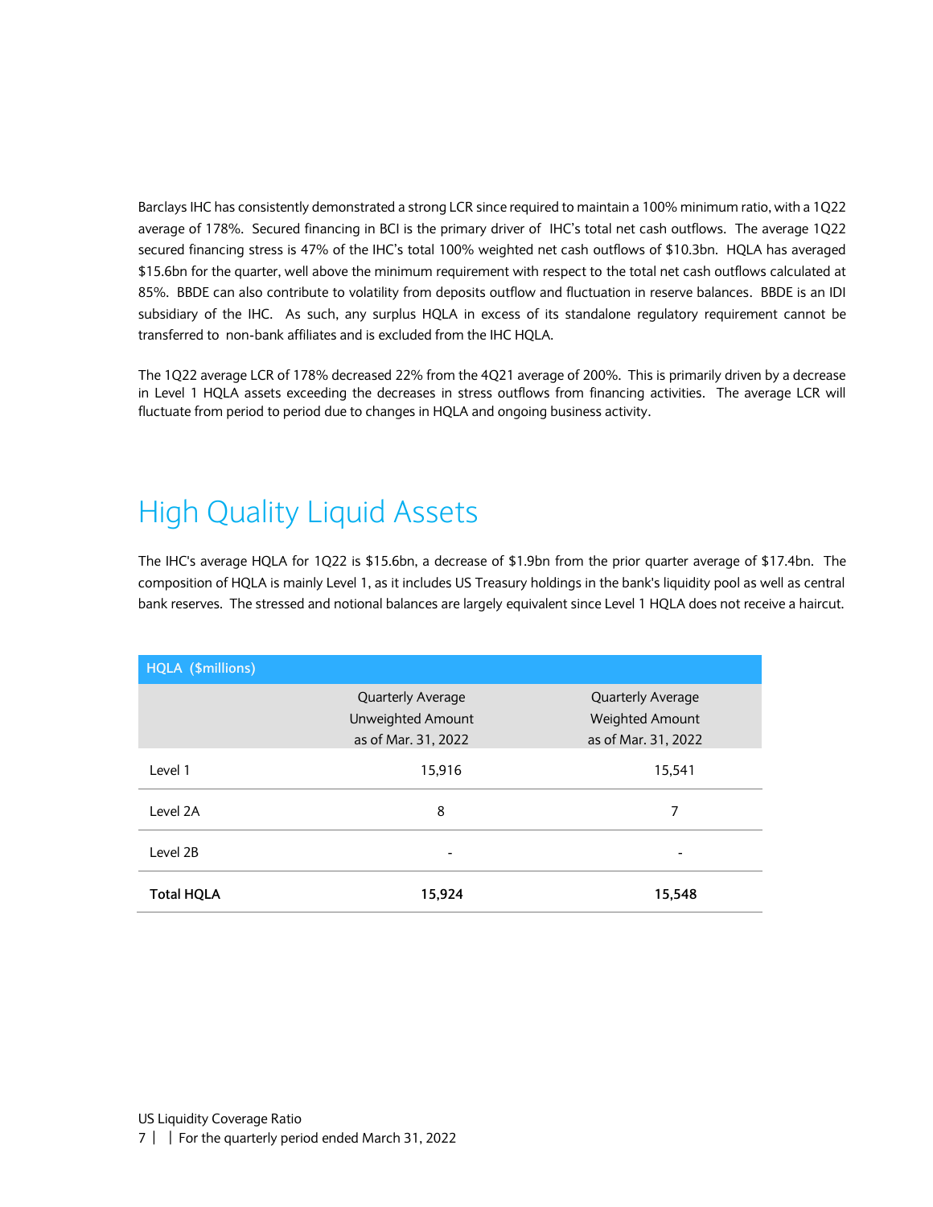Barclays IHC has consistently demonstrated a strong LCR since required to maintain a 100% minimum ratio, with a 1Q22 average of 178%. Secured financing in BCI is the primary driver of IHC's total net cash outflows. The average 1Q22 secured financing stress is 47% of the IHC's total 100% weighted net cash outflows of $10.3bn. HQLA has averaged $15.6bn for the quarter, well above the minimum requirement with respect to the total net cash outflows calculated at 85%. BBDE can also contribute to volatility from deposits outflow and fluctuation in reserve balances. BBDE is an IDI subsidiary of the IHC. As such, any surplus HQLA in excess of its standalone regulatory requirement cannot be transferred to non-bank affiliates and is excluded from the IHC HQLA.

The 1Q22 average LCR of 178% decreased 22% from the 4Q21 average of 200%. This is primarily driven by a decrease in Level 1 HQLA assets exceeding the decreases in stress outflows from financing activities. The average LCR will fluctuate from period to period due to changes in HQLA and ongoing business activity.

# High Quality Liquid Assets

The IHC's average HQLA for 1Q22 is $15.6bn, a decrease of $1.9bn from the prior quarter average of $17.4bn. The composition of HQLA is mainly Level 1, as it includes US Treasury holdings in the bank's liquidity pool as well as central bank reserves. The stressed and notional balances are largely equivalent since Level 1 HQLA does not receive a haircut.

| HQLA ($millions) | Quarterly Average Unweighted Amount as of Mar. 31, 2022 | Quarterly Average Weighted Amount as of Mar. 31, 2022 |
|---|---|---|
| Level 1 | 15,916 | 15,541 |
| Level 2A | 8 | 7 |
| Level 2B | - | - |
| **Total HQLA** | **15,924** | **15,548** |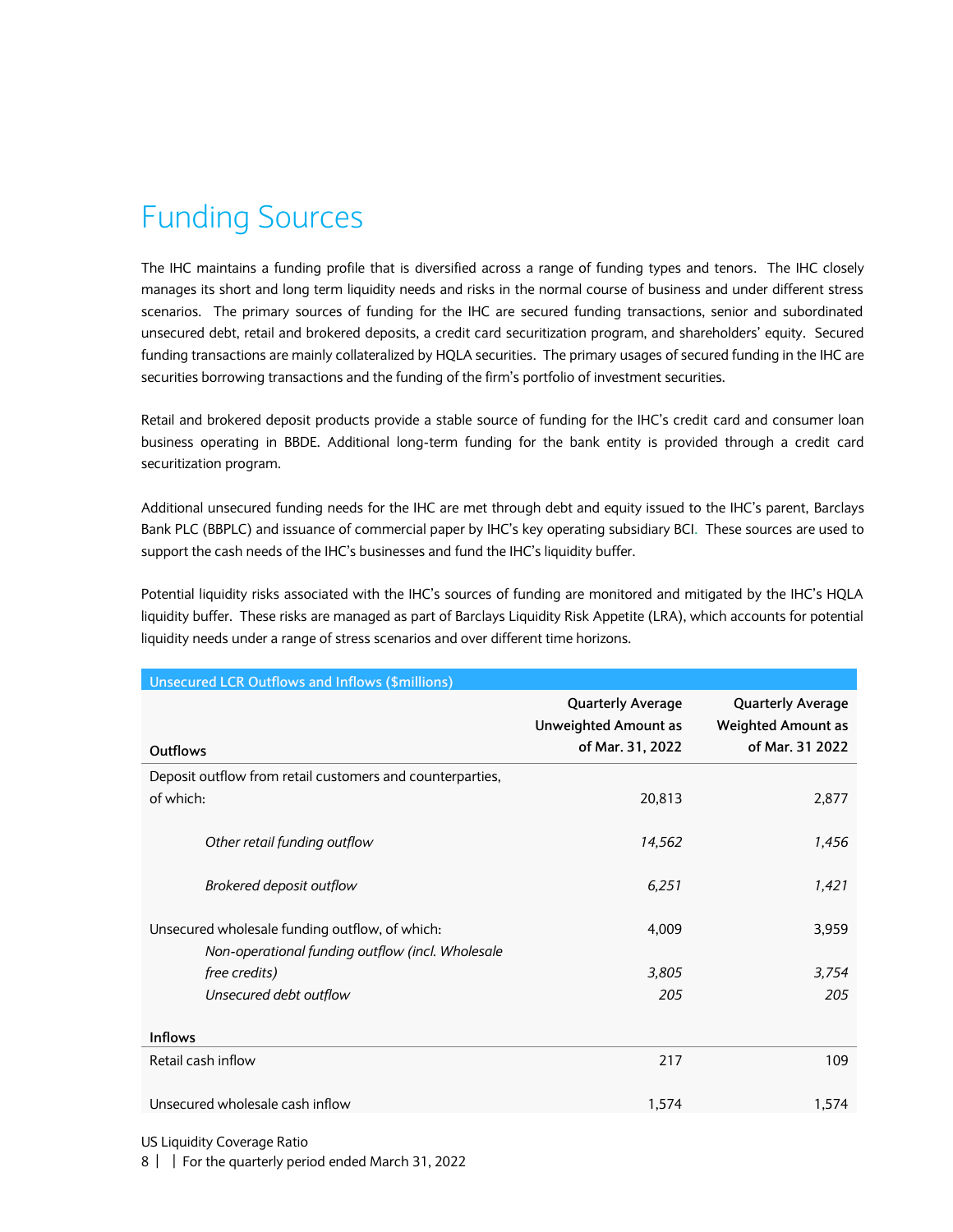# Funding Sources

The IHC maintains a funding profile that is diversified across a range of funding types and tenors. The IHC closely manages its short and long term liquidity needs and risks in the normal course of business and under different stress scenarios. The primary sources of funding for the IHC are secured funding transactions, senior and subordinated unsecured debt, retail and brokered deposits, a credit card securitization program, and shareholders' equity. Secured funding transactions are mainly collateralized by HQLA securities. The primary usages of secured funding in the IHC are securities borrowing transactions and the funding of the firm's portfolio of investment securities.

Retail and brokered deposit products provide a stable source of funding for the IHC's credit card and consumer loan business operating in BBDE. Additional long-term funding for the bank entity is provided through a credit card securitization program.

Additional unsecured funding needs for the IHC are met through debt and equity issued to the IHC's parent, Barclays Bank PLC (BBPLC) and issuance of commercial paper by IHC's key operating subsidiary BCI. These sources are used to support the cash needs of the IHC's businesses and fund the IHC's liquidity buffer.

Potential liquidity risks associated with the IHC's sources of funding are monitored and mitigated by the IHC's HQLA liquidity buffer. These risks are managed as part of Barclays Liquidity Risk Appetite (LRA), which accounts for potential liquidity needs under a range of stress scenarios and over different time horizons.

| Unsecured LCR Outflows and Inflows ($millions) | | |
|---|---|---|
| **Outflows** | **Quarterly Average Unweighted Amount as of Mar. 31, 2022** | **Quarterly Average Weighted Amount as of Mar. 31 2022** |
| Deposit outflow from retail customers and counterparties, of which: | 20,813 | 2,877 |
| *Other retail funding outflow* | *14,562* | *1,456* |
| *Brokered deposit outflow* | *6,251* | *1,421* |
| Unsecured wholesale funding outflow, of which: | 4,009 | 3,959 |
| *Non-operational funding outflow (incl. Wholesale free credits)* | *3,805* | *3,754* |
| *Unsecured debt outflow* | *205* | *205* |
| **Inflows** | | |
| Retail cash inflow | 217 | 109 |
| Unsecured wholesale cash inflow | 1,574 | 1,574 |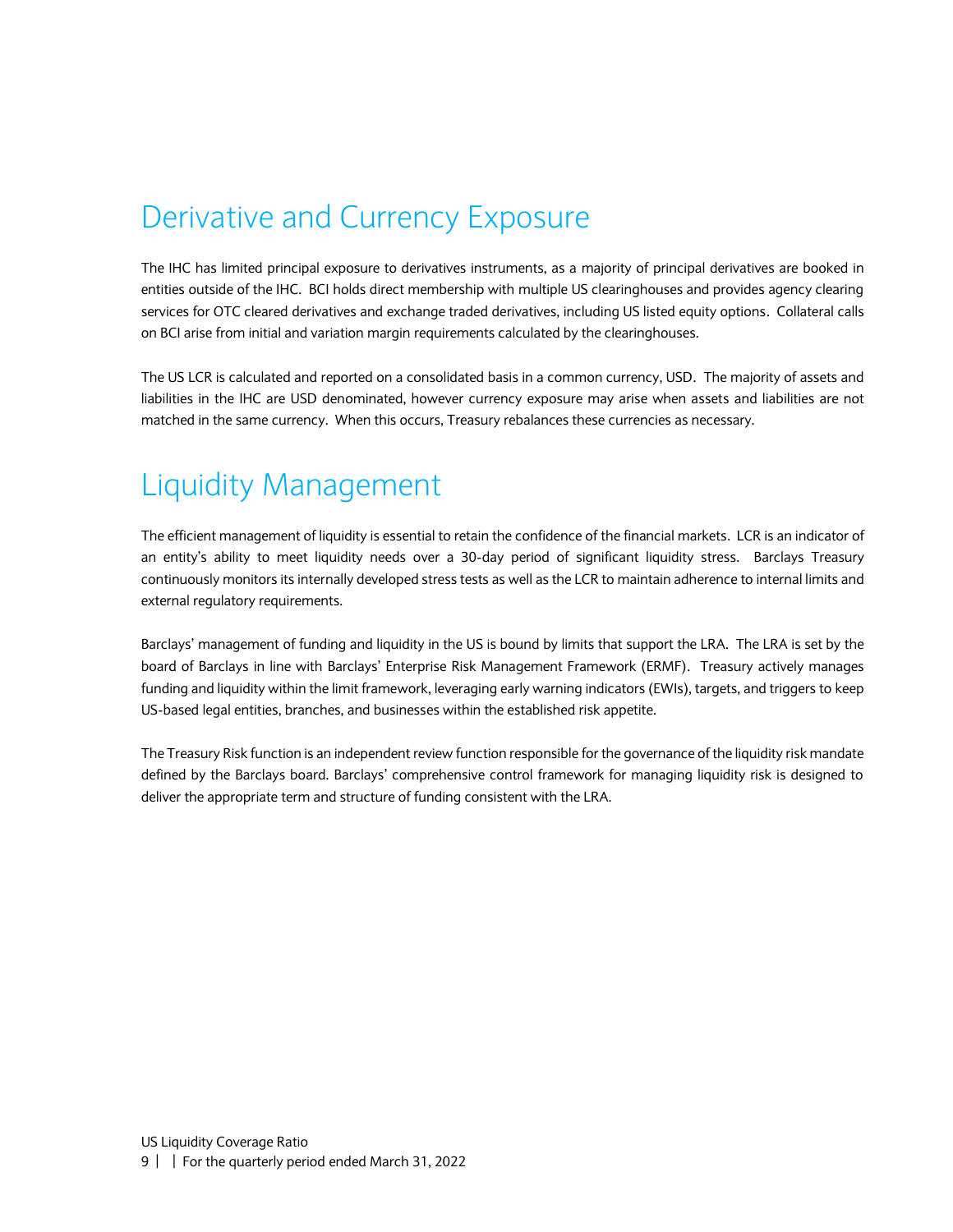# Derivative and Currency Exposure

The IHC has limited principal exposure to derivatives instruments, as a majority of principal derivatives are booked in entities outside of the IHC. BCI holds direct membership with multiple US clearinghouses and provides agency clearing services for OTC cleared derivatives and exchange traded derivatives, including US listed equity options. Collateral calls on BCI arise from initial and variation margin requirements calculated by the clearinghouses.

The US LCR is calculated and reported on a consolidated basis in a common currency, USD. The majority of assets and liabilities in the IHC are USD denominated, however currency exposure may arise when assets and liabilities are not matched in the same currency. When this occurs, Treasury rebalances these currencies as necessary.

# Liquidity Management

The efficient management of liquidity is essential to retain the confidence of the financial markets. LCR is an indicator of an entity's ability to meet liquidity needs over a 30-day period of significant liquidity stress. Barclays Treasury continuously monitors its internally developed stress tests as well as the LCR to maintain adherence to internal limits and external regulatory requirements.

Barclays' management of funding and liquidity in the US is bound by limits that support the LRA. The LRA is set by the board of Barclays in line with Barclays' Enterprise Risk Management Framework (ERMF). Treasury actively manages funding and liquidity within the limit framework, leveraging early warning indicators (EWIs), targets, and triggers to keep US-based legal entities, branches, and businesses within the established risk appetite.

The Treasury Risk function is an independent review function responsible for the governance of the liquidity risk mandate defined by the Barclays board. Barclays' comprehensive control framework for managing liquidity risk is designed to deliver the appropriate term and structure of funding consistent with the LRA.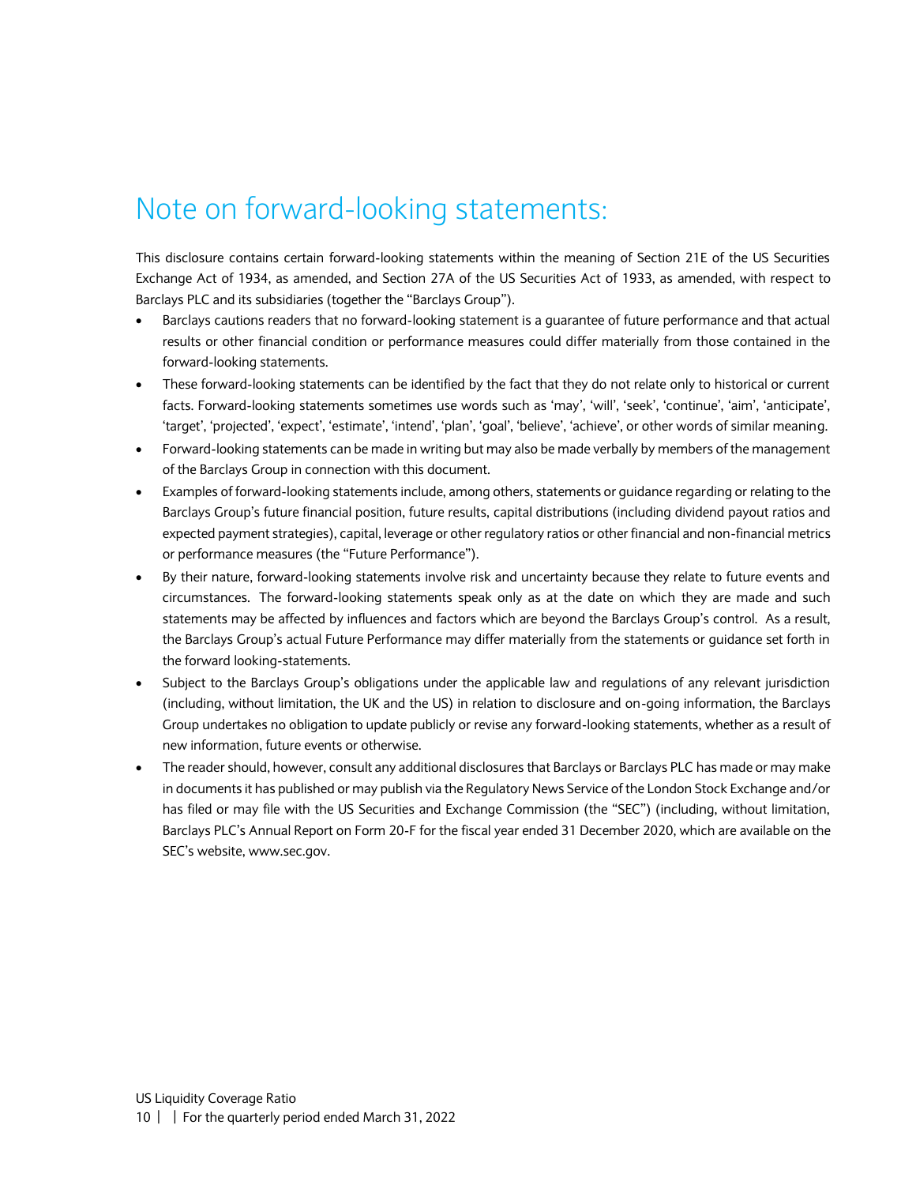# Note on forward-looking statements:

This disclosure contains certain forward-looking statements within the meaning of Section 21E of the US Securities Exchange Act of 1934, as amended, and Section 27A of the US Securities Act of 1933, as amended, with respect to Barclays PLC and its subsidiaries (together the "Barclays Group").

- Barclays cautions readers that no forward-looking statement is a guarantee of future performance and that actual results or other financial condition or performance measures could differ materially from those contained in the forward-looking statements.
- These forward-looking statements can be identified by the fact that they do not relate only to historical or current facts. Forward-looking statements sometimes use words such as 'may', 'will', 'seek', 'continue', 'aim', 'anticipate', 'target', 'projected', 'expect', 'estimate', 'intend', 'plan', 'goal', 'believe', 'achieve', or other words of similar meaning.
- Forward-looking statements can be made in writing but may also be made verbally by members of the management of the Barclays Group in connection with this document.
- Examples of forward-looking statements include, among others, statements or guidance regarding or relating to the Barclays Group's future financial position, future results, capital distributions (including dividend payout ratios and expected payment strategies), capital, leverage or other regulatory ratios or other financial and non-financial metrics or performance measures (the "Future Performance").
- By their nature, forward-looking statements involve risk and uncertainty because they relate to future events and circumstances. The forward-looking statements speak only as at the date on which they are made and such statements may be affected by influences and factors which are beyond the Barclays Group's control. As a result, the Barclays Group's actual Future Performance may differ materially from the statements or guidance set forth in the forward looking-statements.
- Subject to the Barclays Group's obligations under the applicable law and regulations of any relevant jurisdiction (including, without limitation, the UK and the US) in relation to disclosure and on-going information, the Barclays Group undertakes no obligation to update publicly or revise any forward-looking statements, whether as a result of new information, future events or otherwise.
- The reader should, however, consult any additional disclosures that Barclays or Barclays PLC has made or may make in documents it has published or may publish via the Regulatory News Service of the London Stock Exchange and/or has filed or may file with the US Securities and Exchange Commission (the "SEC") (including, without limitation, Barclays PLC's Annual Report on Form 20-F for the fiscal year ended 31 December 2020, which are available on the SEC's website, www.sec.gov.